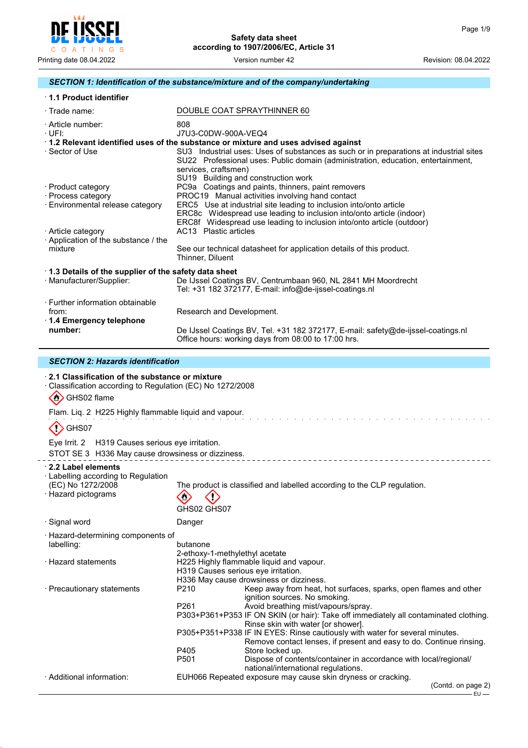Safety data sheet
according to 1907/2006/EC, Article 31

Printing date 08.04.2022 | Version number 42 | Revision: 08.04.2022

## SECTION 1: Identification of the substance/mixture and of the company/undertaking

· **1.1 Product identifier**

· Trade name: DOUBLE COAT SPRAYTHINNER 60

· Article number: 808
· UFI: J7U3-C0DW-900A-VEQ4

· **1.2 Relevant identified uses of the substance or mixture and uses advised against**

· Sector of Use
SU3 Industrial uses: Uses of substances as such or in preparations at industrial sites
SU22 Professional uses: Public domain (administration, education, entertainment, services, craftsmen)
SU19 Building and construction work

· Product category: PC9a Coatings and paints, thinners, paint removers
· Process category: PROC19 Manual activities involving hand contact
· Environmental release category:
ERC5 Use at industrial site leading to inclusion into/onto article
ERC8c Widespread use leading to inclusion into/onto article (indoor)
ERC8f Widespread use leading to inclusion into/onto article (outdoor)

· Article category: AC13 Plastic articles
· Application of the substance / the mixture: See our technical datasheet for application details of this product.
Thinner, Diluent

· **1.3 Details of the supplier of the safety data sheet**

· Manufacturer/Supplier: De IJssel Coatings BV, Centrumbaan 960, NL 2841 MH Moordrecht
Tel: +31 182 372177, E-mail: info@de-ijssel-coatings.nl

· Further information obtainable from: Research and Development.

· **1.4 Emergency telephone number:** De IJssel Coatings BV, Tel. +31 182 372177, E-mail: safety@de-ijssel-coatings.nl
Office hours: working days from 08:00 to 17:00 hrs.

## SECTION 2: Hazards identification

· **2.1 Classification of the substance or mixture**

· Classification according to Regulation (EC) No 1272/2008

GHS02 flame

Flam. Liq. 2 H225 Highly flammable liquid and vapour.

GHS07

Eye Irrit. 2 H319 Causes serious eye irritation.
STOT SE 3 H336 May cause drowsiness or dizziness.

· **2.2 Label elements**

· Labelling according to Regulation (EC) No 1272/2008: The product is classified and labelled according to the CLP regulation.

· Hazard pictograms: GHS02 GHS07

· Signal word: Danger

· Hazard-determining components of labelling:
butanone
2-ethoxy-1-methylethyl acetate

· Hazard statements:
H225 Highly flammable liquid and vapour.
H319 Causes serious eye irritation.
H336 May cause drowsiness or dizziness.

· Precautionary statements:

| | |
|---|---|
| P210 | Keep away from heat, hot surfaces, sparks, open flames and other ignition sources. No smoking. |
| P261 | Avoid breathing mist/vapours/spray. |
| P303+P361+P353 | IF ON SKIN (or hair): Take off immediately all contaminated clothing. Rinse skin with water [or shower]. |
| P305+P351+P338 | IF IN EYES: Rinse cautiously with water for several minutes. Remove contact lenses, if present and easy to do. Continue rinsing. |
| P405 | Store locked up. |
| P501 | Dispose of contents/container in accordance with local/regional/national/international regulations. |

· Additional information: EUH066 Repeated exposure may cause skin dryness or cracking.

(Contd. on page 2)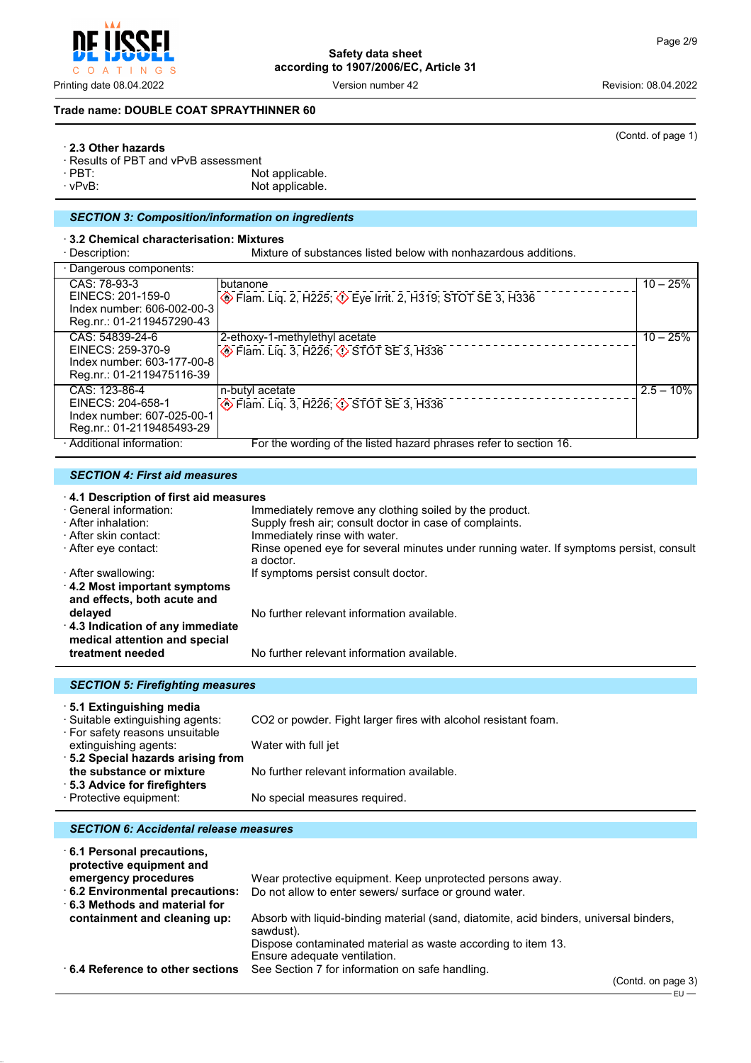Trade name: DOUBLE COAT SPRAYTHINNER 60

(Contd. of page 1)

· **2.3 Other hazards**
· Results of PBT and vPvB assessment
· PBT: Not applicable.
· vPvB: Not applicable.

## SECTION 3: Composition/information on ingredients

· **3.2 Chemical characterisation: Mixtures**
· Description: Mixture of substances listed below with nonhazardous additions.

· Dangerous components:

| Identifiers | Name / Classification | Concentration |
|---|---|---|
| CAS: 78-93-3<br>EINECS: 201-159-0<br>Index number: 606-002-00-3<br>Reg.nr.: 01-2119457290-43 | butanone<br>Flam. Liq. 2, H225; Eye Irrit. 2, H319; STOT SE 3, H336 | 10 – 25% |
| CAS: 54839-24-6<br>EINECS: 259-370-9<br>Index number: 603-177-00-8<br>Reg.nr.: 01-2119475116-39 | 2-ethoxy-1-methylethyl acetate<br>Flam. Liq. 3, H226; STOT SE 3, H336 | 10 – 25% |
| CAS: 123-86-4<br>EINECS: 204-658-1<br>Index number: 607-025-00-1<br>Reg.nr.: 01-2119485493-29 | n-butyl acetate<br>Flam. Liq. 3, H226; STOT SE 3, H336 | 2.5 – 10% |

· Additional information: For the wording of the listed hazard phrases refer to section 16.

## SECTION 4: First aid measures

· **4.1 Description of first aid measures**
· General information: Immediately remove any clothing soiled by the product.
· After inhalation: Supply fresh air; consult doctor in case of complaints.
· After skin contact: Immediately rinse with water.
· After eye contact: Rinse opened eye for several minutes under running water. If symptoms persist, consult a doctor.
· After swallowing: If symptoms persist consult doctor.
· **4.2 Most important symptoms and effects, both acute and delayed** No further relevant information available.
· **4.3 Indication of any immediate medical attention and special treatment needed** No further relevant information available.

## SECTION 5: Firefighting measures

· **5.1 Extinguishing media**
· Suitable extinguishing agents: $CO_2$ or powder. Fight larger fires with alcohol resistant foam.
· For safety reasons unsuitable extinguishing agents: Water with full jet
· **5.2 Special hazards arising from the substance or mixture** No further relevant information available.
· **5.3 Advice for firefighters**
· Protective equipment: No special measures required.

## SECTION 6: Accidental release measures

· **6.1 Personal precautions, protective equipment and emergency procedures** Wear protective equipment. Keep unprotected persons away.
· **6.2 Environmental precautions:** Do not allow to enter sewers/ surface or ground water.
· **6.3 Methods and material for containment and cleaning up:** Absorb with liquid-binding material (sand, diatomite, acid binders, universal binders, sawdust).
Dispose contaminated material as waste according to item 13.
Ensure adequate ventilation.
· **6.4 Reference to other sections** See Section 7 for information on safe handling.

(Contd. on page 3)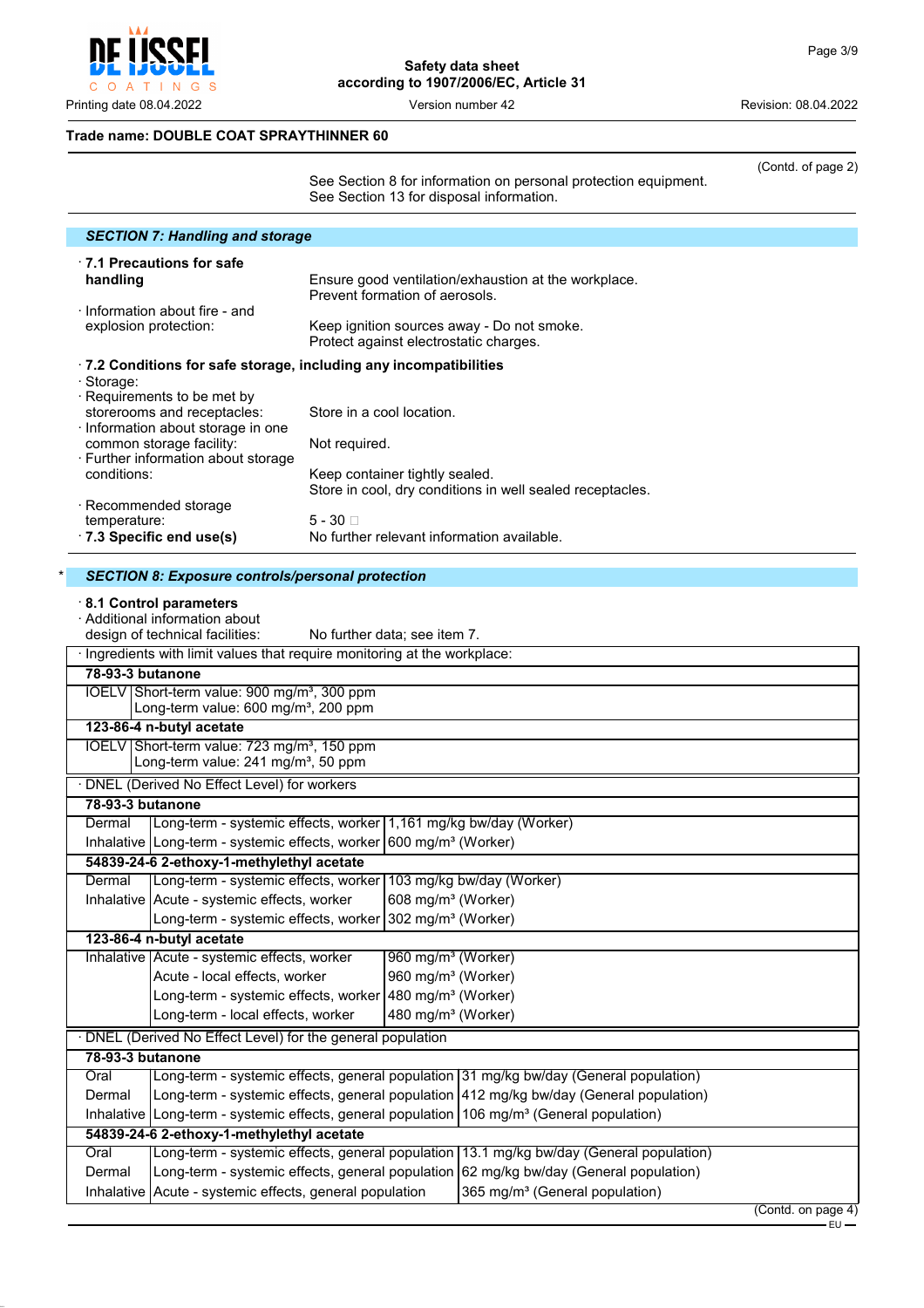**Trade name: DOUBLE COAT SPRAYTHINNER 60**

(Contd. of page 2)

See Section 8 for information on personal protection equipment.
See Section 13 for disposal information.

## SECTION 7: Handling and storage

· **7.1 Precautions for safe handling** Ensure good ventilation/exhaustion at the workplace.
Prevent formation of aerosols.

· Information about fire - and explosion protection: Keep ignition sources away - Do not smoke.
Protect against electrostatic charges.

· **7.2 Conditions for safe storage, including any incompatibilities**

· Storage:

· Requirements to be met by storerooms and receptacles: Store in a cool location.

· Information about storage in one common storage facility: Not required.

· Further information about storage conditions: Keep container tightly sealed.
Store in cool, dry conditions in well sealed receptacles.

· Recommended storage temperature: 5 - 30 □

· **7.3 Specific end use(s)** No further relevant information available.

## * SECTION 8: Exposure controls/personal protection

· **8.1 Control parameters**

· Additional information about design of technical facilities: No further data; see item 7.

· Ingredients with limit values that require monitoring at the workplace:

| | |
|---|---|
| **78-93-3 butanone** | |
| IOELV | Short-term value: 900 mg/m³, 300 ppm<br>Long-term value: 600 mg/m³, 200 ppm |
| **123-86-4 n-butyl acetate** | |
| IOELV | Short-term value: 723 mg/m³, 150 ppm<br>Long-term value: 241 mg/m³, 50 ppm |

· DNEL (Derived No Effect Level) for workers

| | | |
|---|---|---|
| **78-93-3 butanone** | | |
| Dermal | Long-term - systemic effects, worker | 1,161 mg/kg bw/day (Worker) |
| Inhalative | Long-term - systemic effects, worker | 600 mg/m³ (Worker) |
| **54839-24-6 2-ethoxy-1-methylethyl acetate** | | |
| Dermal | Long-term - systemic effects, worker | 103 mg/kg bw/day (Worker) |
| Inhalative | Acute - systemic effects, worker | 608 mg/m³ (Worker) |
| | Long-term - systemic effects, worker | 302 mg/m³ (Worker) |
| **123-86-4 n-butyl acetate** | | |
| Inhalative | Acute - systemic effects, worker | 960 mg/m³ (Worker) |
| | Acute - local effects, worker | 960 mg/m³ (Worker) |
| | Long-term - systemic effects, worker | 480 mg/m³ (Worker) |
| | Long-term - local effects, worker | 480 mg/m³ (Worker) |

· DNEL (Derived No Effect Level) for the general population

| | | |
|---|---|---|
| **78-93-3 butanone** | | |
| Oral | Long-term - systemic effects, general population | 31 mg/kg bw/day (General population) |
| Dermal | Long-term - systemic effects, general population | 412 mg/kg bw/day (General population) |
| Inhalative | Long-term - systemic effects, general population | 106 mg/m³ (General population) |
| **54839-24-6 2-ethoxy-1-methylethyl acetate** | | |
| Oral | Long-term - systemic effects, general population | 13.1 mg/kg bw/day (General population) |
| Dermal | Long-term - systemic effects, general population | 62 mg/kg bw/day (General population) |
| Inhalative | Acute - systemic effects, general population | 365 mg/m³ (General population) |

(Contd. on page 4)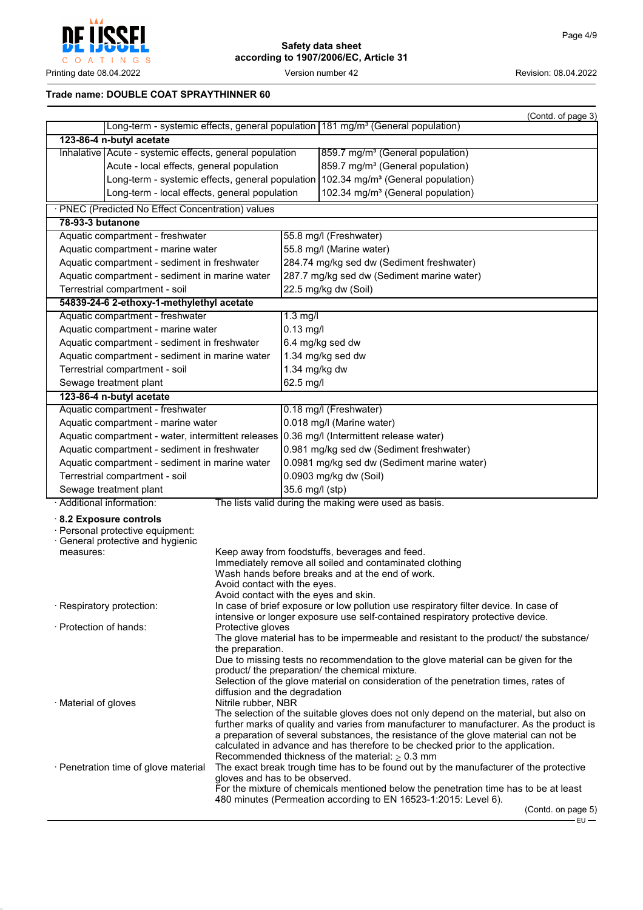**Trade name: DOUBLE COAT SPRAYTHINNER 60**

(Contd. of page 3)

| | | |
|---|---|---|
| | Long-term - systemic effects, general population | 181 mg/m³ (General population) |
| **123-86-4 n-butyl acetate** | | |
| Inhalative | Acute - systemic effects, general population | 859.7 mg/m³ (General population) |
| | Acute - local effects, general population | 859.7 mg/m³ (General population) |
| | Long-term - systemic effects, general population | 102.34 mg/m³ (General population) |
| | Long-term - local effects, general population | 102.34 mg/m³ (General population) |

· PNEC (Predicted No Effect Concentration) values

| | |
|---|---|
| **78-93-3 butanone** | |
| Aquatic compartment - freshwater | 55.8 mg/l (Freshwater) |
| Aquatic compartment - marine water | 55.8 mg/l (Marine water) |
| Aquatic compartment - sediment in freshwater | 284.74 mg/kg sed dw (Sediment freshwater) |
| Aquatic compartment - sediment in marine water | 287.7 mg/kg sed dw (Sediment marine water) |
| Terrestrial compartment - soil | 22.5 mg/kg dw (Soil) |
| **54839-24-6 2-ethoxy-1-methylethyl acetate** | |
| Aquatic compartment - freshwater | 1.3 mg/l |
| Aquatic compartment - marine water | 0.13 mg/l |
| Aquatic compartment - sediment in freshwater | 6.4 mg/kg sed dw |
| Aquatic compartment - sediment in marine water | 1.34 mg/kg sed dw |
| Terrestrial compartment - soil | 1.34 mg/kg dw |
| Sewage treatment plant | 62.5 mg/l |
| **123-86-4 n-butyl acetate** | |
| Aquatic compartment - freshwater | 0.18 mg/l (Freshwater) |
| Aquatic compartment - marine water | 0.018 mg/l (Marine water) |
| Aquatic compartment - water, intermittent releases | 0.36 mg/l (Intermittent release water) |
| Aquatic compartment - sediment in freshwater | 0.981 mg/kg sed dw (Sediment freshwater) |
| Aquatic compartment - sediment in marine water | 0.0981 mg/kg sed dw (Sediment marine water) |
| Terrestrial compartment - soil | 0.0903 mg/kg dw (Soil) |
| Sewage treatment plant | 35.6 mg/l (stp) |

· Additional information: The lists valid during the making were used as basis.

**· 8.2 Exposure controls**

· Personal protective equipment:

· General protective and hygienic measures:
Keep away from foodstuffs, beverages and feed.
Immediately remove all soiled and contaminated clothing
Wash hands before breaks and at the end of work.
Avoid contact with the eyes.
Avoid contact with the eyes and skin.

· Respiratory protection: In case of brief exposure or low pollution use respiratory filter device. In case of intensive or longer exposure use self-contained respiratory protective device.

· Protection of hands: Protective gloves
The glove material has to be impermeable and resistant to the product/ the substance/ the preparation.
Due to missing tests no recommendation to the glove material can be given for the product/ the preparation/ the chemical mixture.
Selection of the glove material on consideration of the penetration times, rates of diffusion and the degradation

· Material of gloves Nitrile rubber, NBR
The selection of the suitable gloves does not only depend on the material, but also on further marks of quality and varies from manufacturer to manufacturer. As the product is a preparation of several substances, the resistance of the glove material can not be calculated in advance and has therefore to be checked prior to the application.
Recommended thickness of the material: ≥ 0.3 mm

· Penetration time of glove material The exact break trough time has to be found out by the manufacturer of the protective gloves and has to be observed.
For the mixture of chemicals mentioned below the penetration time has to be at least 480 minutes (Permeation according to EN 16523-1:2015: Level 6).

(Contd. on page 5)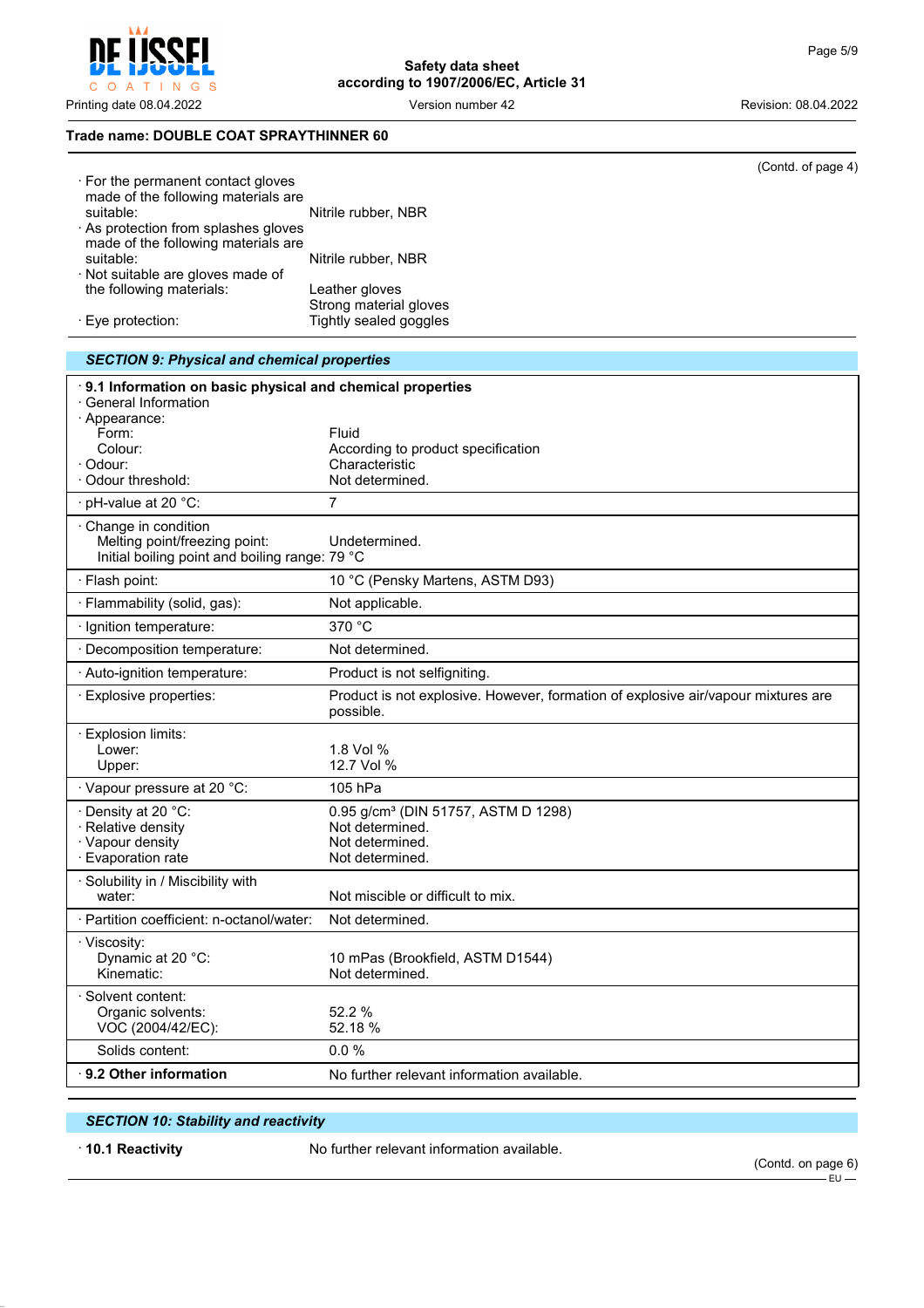**Trade name: DOUBLE COAT SPRAYTHINNER 60**

(Contd. of page 4)

· For the permanent contact gloves made of the following materials are suitable: Nitrile rubber, NBR

· As protection from splashes gloves made of the following materials are suitable: Nitrile rubber, NBR

· Not suitable are gloves made of the following materials: Leather gloves
Strong material gloves

· Eye protection: Tightly sealed goggles

## SECTION 9: Physical and chemical properties

| · **9.1 Information on basic physical and chemical properties** | |
|---|---|
| · General Information | |
| · Appearance: | |
| Form: | Fluid |
| Colour: | According to product specification |
| · Odour: | Characteristic |
| · Odour threshold: | Not determined. |
| · pH-value at 20 °C: | 7 |
| · Change in condition | |
| Melting point/freezing point: | Undetermined. |
| Initial boiling point and boiling range: | 79 °C |
| · Flash point: | 10 °C (Pensky Martens, ASTM D93) |
| · Flammability (solid, gas): | Not applicable. |
| · Ignition temperature: | 370 °C |
| · Decomposition temperature: | Not determined. |
| · Auto-ignition temperature: | Product is not selfigniting. |
| · Explosive properties: | Product is not explosive. However, formation of explosive air/vapour mixtures are possible. |
| · Explosion limits: | |
| Lower: | 1.8 Vol % |
| Upper: | 12.7 Vol % |
| · Vapour pressure at 20 °C: | 105 hPa |
| · Density at 20 °C: | 0.95 g/cm³ (DIN 51757, ASTM D 1298) |
| · Relative density | Not determined. |
| · Vapour density | Not determined. |
| · Evaporation rate | Not determined. |
| · Solubility in / Miscibility with water: | Not miscible or difficult to mix. |
| · Partition coefficient: n-octanol/water: | Not determined. |
| · Viscosity: | |
| Dynamic at 20 °C: | 10 mPas (Brookfield, ASTM D1544) |
| Kinematic: | Not determined. |
| · Solvent content: | |
| Organic solvents: | 52.2 % |
| VOC (2004/42/EC): | 52.18 % |
| Solids content: | 0.0 % |
| · **9.2 Other information** | No further relevant information available. |

## SECTION 10: Stability and reactivity

· **10.1 Reactivity** No further relevant information available.

(Contd. on page 6)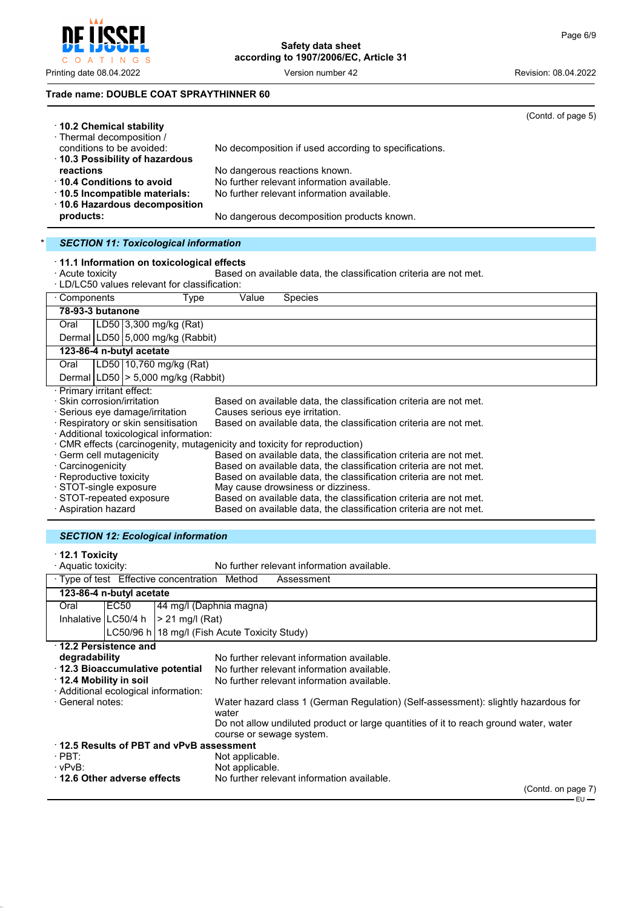**Trade name: DOUBLE COAT SPRAYTHINNER 60**

(Contd. of page 5)

· **10.2 Chemical stability**
· Thermal decomposition / conditions to be avoided: No decomposition if used according to specifications.
· **10.3 Possibility of hazardous reactions** No dangerous reactions known.
· **10.4 Conditions to avoid** No further relevant information available.
· **10.5 Incompatible materials:** No further relevant information available.
· **10.6 Hazardous decomposition products:** No dangerous decomposition products known.

## * *SECTION 11: Toxicological information*

· **11.1 Information on toxicological effects**
· Acute toxicity Based on available data, the classification criteria are not met.
· LD/LC50 values relevant for classification:

| Components | Type | Value | Species |
|---|---|---|---|
| **78-93-3 butanone** | | | |
| Oral | LD50 | 3,300 mg/kg (Rat) | |
| Dermal | LD50 | 5,000 mg/kg (Rabbit) | |
| **123-86-4 n-butyl acetate** | | | |
| Oral | LD50 | 10,760 mg/kg (Rat) | |
| Dermal | LD50 | > 5,000 mg/kg (Rabbit) | |

· Primary irritant effect:
· Skin corrosion/irritation Based on available data, the classification criteria are not met.
· Serious eye damage/irritation Causes serious eye irritation.
· Respiratory or skin sensitisation Based on available data, the classification criteria are not met.
· Additional toxicological information:
· CMR effects (carcinogenity, mutagenicity and toxicity for reproduction)
· Germ cell mutagenicity Based on available data, the classification criteria are not met.
· Carcinogenicity Based on available data, the classification criteria are not met.
· Reproductive toxicity Based on available data, the classification criteria are not met.
· STOT-single exposure May cause drowsiness or dizziness.
· STOT-repeated exposure Based on available data, the classification criteria are not met.
· Aspiration hazard Based on available data, the classification criteria are not met.

## *SECTION 12: Ecological information*

· **12.1 Toxicity**
· Aquatic toxicity: No further relevant information available.

| Type of test | Effective concentration | Method | Assessment |
|---|---|---|---|
| **123-86-4 n-butyl acetate** | | | |
| Oral | EC50 | 44 mg/l (Daphnia magna) | |
| Inhalative | LC50/4 h | > 21 mg/l (Rat) | |
| | LC50/96 h | 18 mg/l (Fish Acute Toxicity Study) | |

· **12.2 Persistence and degradability** No further relevant information available.
· **12.3 Bioaccumulative potential** No further relevant information available.
· **12.4 Mobility in soil** No further relevant information available.
· Additional ecological information:
· General notes: Water hazard class 1 (German Regulation) (Self-assessment): slightly hazardous for water
Do not allow undiluted product or large quantities of it to reach ground water, water course or sewage system.
· **12.5 Results of PBT and vPvB assessment**
· PBT: Not applicable.
· vPvB: Not applicable.
· **12.6 Other adverse effects** No further relevant information available.

(Contd. on page 7)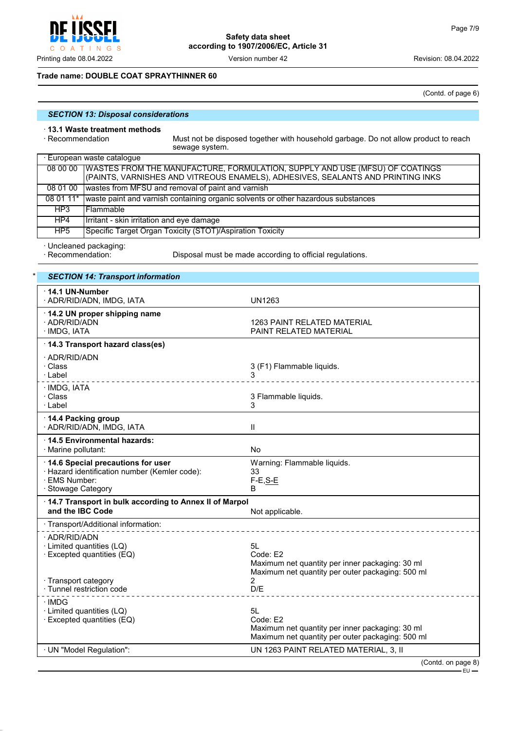**Trade name: DOUBLE COAT SPRAYTHINNER 60**

(Contd. of page 6)

## SECTION 13: Disposal considerations

· **13.1 Waste treatment methods**
· Recommendation: Must not be disposed together with household garbage. Do not allow product to reach sewage system.

| · European waste catalogue | |
|---|---|
| 08 00 00 | WASTES FROM THE MANUFACTURE, FORMULATION, SUPPLY AND USE (MFSU) OF COATINGS (PAINTS, VARNISHES AND VITREOUS ENAMELS), ADHESIVES, SEALANTS AND PRINTING INKS |
| 08 01 00 | wastes from MFSU and removal of paint and varnish |
| 08 01 11* | waste paint and varnish containing organic solvents or other hazardous substances |
| HP3 | Flammable |
| HP4 | Irritant - skin irritation and eye damage |
| HP5 | Specific Target Organ Toxicity (STOT)/Aspiration Toxicity |

· Uncleaned packaging:
· Recommendation: Disposal must be made according to official regulations.

## * SECTION 14: Transport information

| | |
|---|---|
| · **14.1 UN-Number** | |
| · ADR/RID/ADN, IMDG, IATA | UN1263 |
| · **14.2 UN proper shipping name** | |
| · ADR/RID/ADN | 1263 PAINT RELATED MATERIAL |
| · IMDG, IATA | PAINT RELATED MATERIAL |
| · **14.3 Transport hazard class(es)** | |
| · ADR/RID/ADN | |
| · Class | 3 (F1) Flammable liquids. |
| · Label | 3 |
| · IMDG, IATA | |
| · Class | 3 Flammable liquids. |
| · Label | 3 |
| · **14.4 Packing group** | |
| · ADR/RID/ADN, IMDG, IATA | II |
| · **14.5 Environmental hazards:** | |
| · Marine pollutant: | No |
| · **14.6 Special precautions for user** | Warning: Flammable liquids. |
| · Hazard identification number (Kemler code): | 33 |
| · EMS Number: | F-E,S-E |
| · Stowage Category | B |
| · **14.7 Transport in bulk according to Annex II of Marpol and the IBC Code** | Not applicable. |
| · Transport/Additional information: | |
| · ADR/RID/ADN | |
| · Limited quantities (LQ) | 5L |
| · Excepted quantities (EQ) | Code: E2<br>Maximum net quantity per inner packaging: 30 ml<br>Maximum net quantity per outer packaging: 500 ml |
| · Transport category | 2 |
| · Tunnel restriction code | D/E |
| · IMDG | |
| · Limited quantities (LQ) | 5L |
| · Excepted quantities (EQ) | Code: E2<br>Maximum net quantity per inner packaging: 30 ml<br>Maximum net quantity per outer packaging: 500 ml |
| · UN "Model Regulation": | UN 1263 PAINT RELATED MATERIAL, 3, II |

(Contd. on page 8)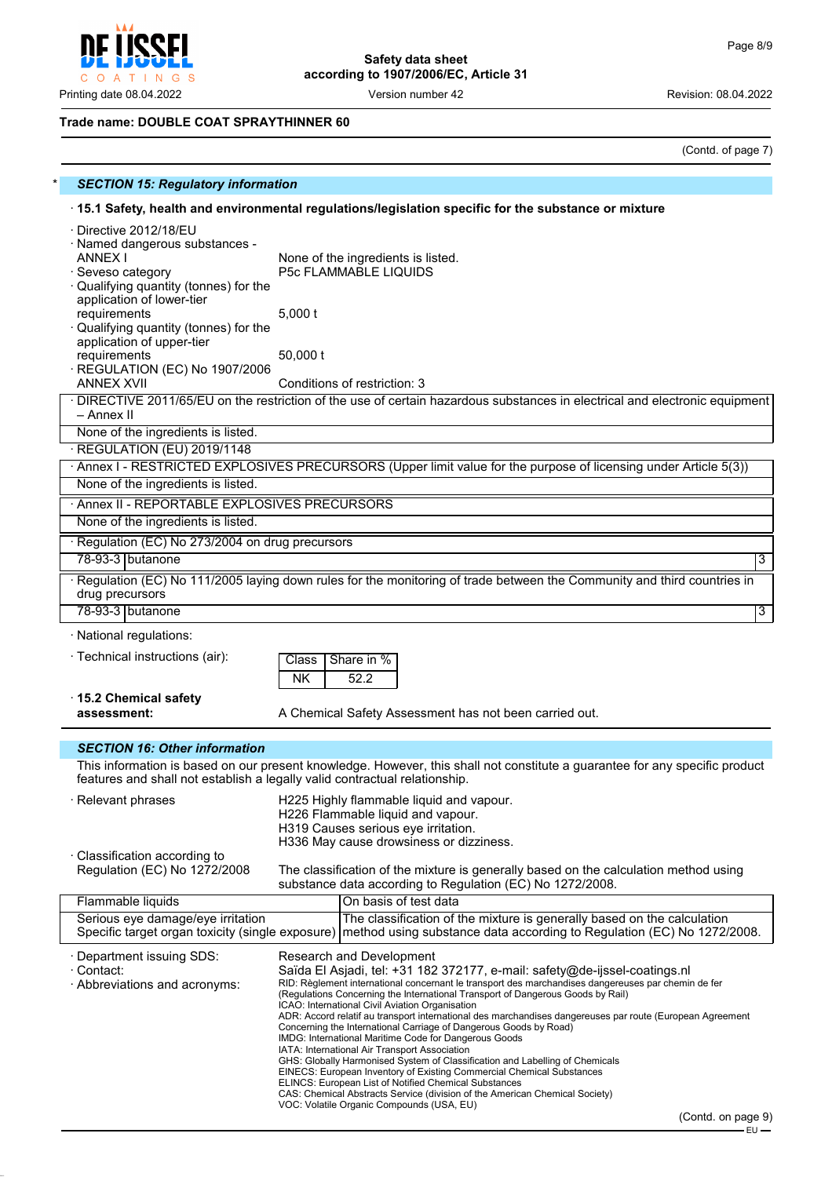**Trade name: DOUBLE COAT SPRAYTHINNER 60**

(Contd. of page 7)

## * SECTION 15: Regulatory information

· **15.1 Safety, health and environmental regulations/legislation specific for the substance or mixture**

· Directive 2012/18/EU
· Named dangerous substances - ANNEX I: None of the ingredients is listed.
· Seveso category: P5c FLAMMABLE LIQUIDS
· Qualifying quantity (tonnes) for the application of lower-tier requirements: 5,000 t
· Qualifying quantity (tonnes) for the application of upper-tier requirements: 50,000 t
· REGULATION (EC) No 1907/2006 ANNEX XVII: Conditions of restriction: 3

· DIRECTIVE 2011/65/EU on the restriction of the use of certain hazardous substances in electrical and electronic equipment – Annex II

None of the ingredients is listed.

· REGULATION (EU) 2019/1148

· Annex I - RESTRICTED EXPLOSIVES PRECURSORS (Upper limit value for the purpose of licensing under Article 5(3))

None of the ingredients is listed.

· Annex II - REPORTABLE EXPLOSIVES PRECURSORS

None of the ingredients is listed.

· Regulation (EC) No 273/2004 on drug precursors

| 78-93-3 | butanone | 3 |
|---|---|---|

· Regulation (EC) No 111/2005 laying down rules for the monitoring of trade between the Community and third countries in drug precursors

| 78-93-3 | butanone | 3 |
|---|---|---|

· National regulations:

· Technical instructions (air):

| Class | Share in % |
|---|---|
| NK | 52.2 |

· **15.2 Chemical safety assessment:** A Chemical Safety Assessment has not been carried out.

## SECTION 16: Other information

This information is based on our present knowledge. However, this shall not constitute a guarantee for any specific product features and shall not establish a legally valid contractual relationship.

· Relevant phrases
H225 Highly flammable liquid and vapour.
H226 Flammable liquid and vapour.
H319 Causes serious eye irritation.
H336 May cause drowsiness or dizziness.

· Classification according to Regulation (EC) No 1272/2008: The classification of the mixture is generally based on the calculation method using substance data according to Regulation (EC) No 1272/2008.

| Hazard class | Basis |
|---|---|
| Flammable liquids | On basis of test data |
| Serious eye damage/eye irritation<br>Specific target organ toxicity (single exposure) | The classification of the mixture is generally based on the calculation method using substance data according to Regulation (EC) No 1272/2008. |

· Department issuing SDS: Research and Development
· Contact: Saïda El Asjadi, tel: +31 182 372177, e-mail: safety@de-ijssel-coatings.nl
· Abbreviations and acronyms:
RID: Règlement international concernant le transport des marchandises dangereuses par chemin de fer (Regulations Concerning the International Transport of Dangerous Goods by Rail)
ICAO: International Civil Aviation Organisation
ADR: Accord relatif au transport international des marchandises dangereuses par route (European Agreement Concerning the International Carriage of Dangerous Goods by Road)
IMDG: International Maritime Code for Dangerous Goods
IATA: International Air Transport Association
GHS: Globally Harmonised System of Classification and Labelling of Chemicals
EINECS: European Inventory of Existing Commercial Chemical Substances
ELINCS: European List of Notified Chemical Substances
CAS: Chemical Abstracts Service (division of the American Chemical Society)
VOC: Volatile Organic Compounds (USA, EU)

(Contd. on page 9)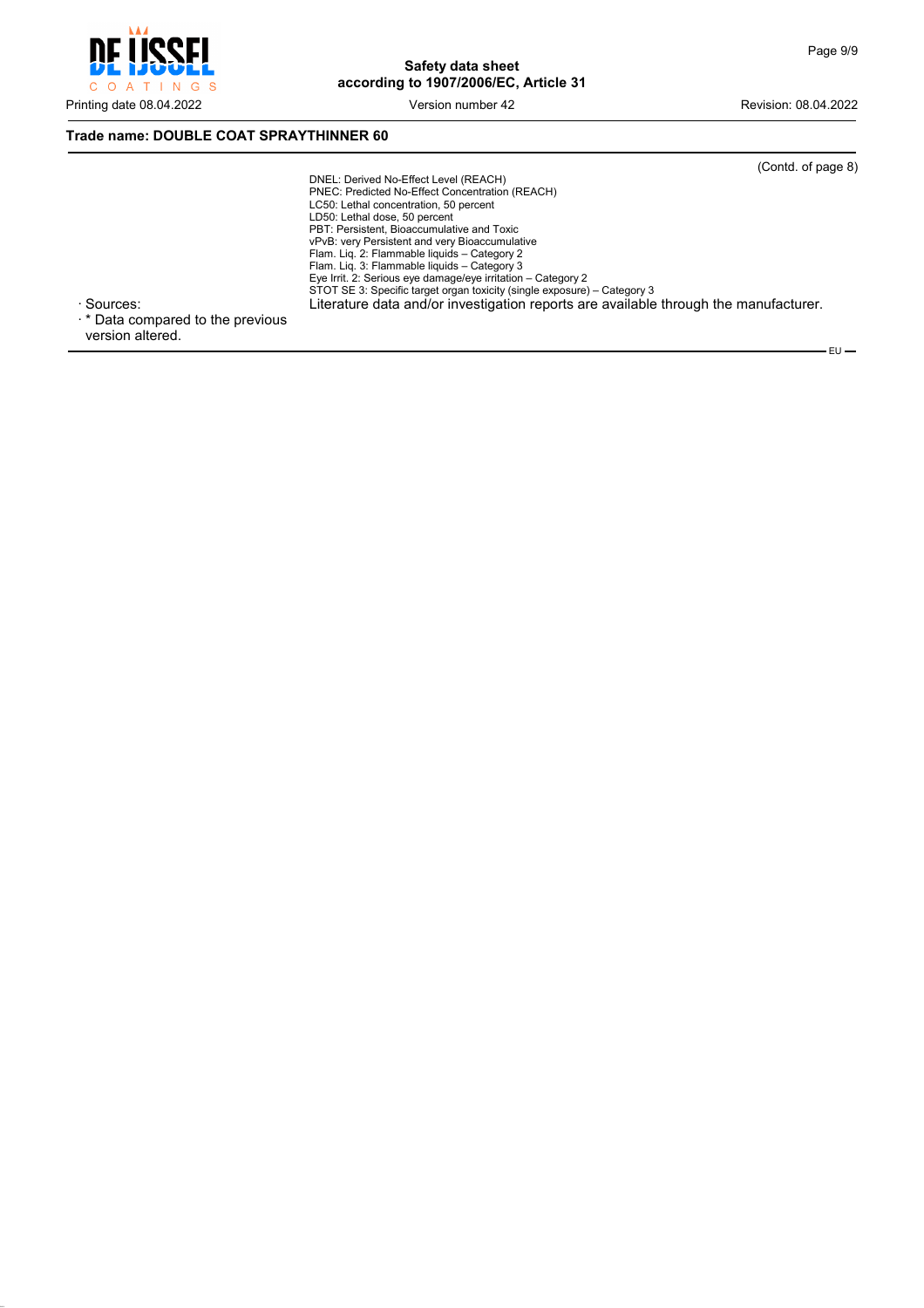**Trade name: DOUBLE COAT SPRAYTHINNER 60**

(Contd. of page 8)

DNEL: Derived No-Effect Level (REACH)
PNEC: Predicted No-Effect Concentration (REACH)
LC50: Lethal concentration, 50 percent
LD50: Lethal dose, 50 percent
PBT: Persistent, Bioaccumulative and Toxic
vPvB: very Persistent and very Bioaccumulative
Flam. Liq. 2: Flammable liquids – Category 2
Flam. Liq. 3: Flammable liquids – Category 3
Eye Irrit. 2: Serious eye damage/eye irritation – Category 2
STOT SE 3: Specific target organ toxicity (single exposure) – Category 3

· Sources: Literature data and/or investigation reports are available through the manufacturer.

· * Data compared to the previous version altered.